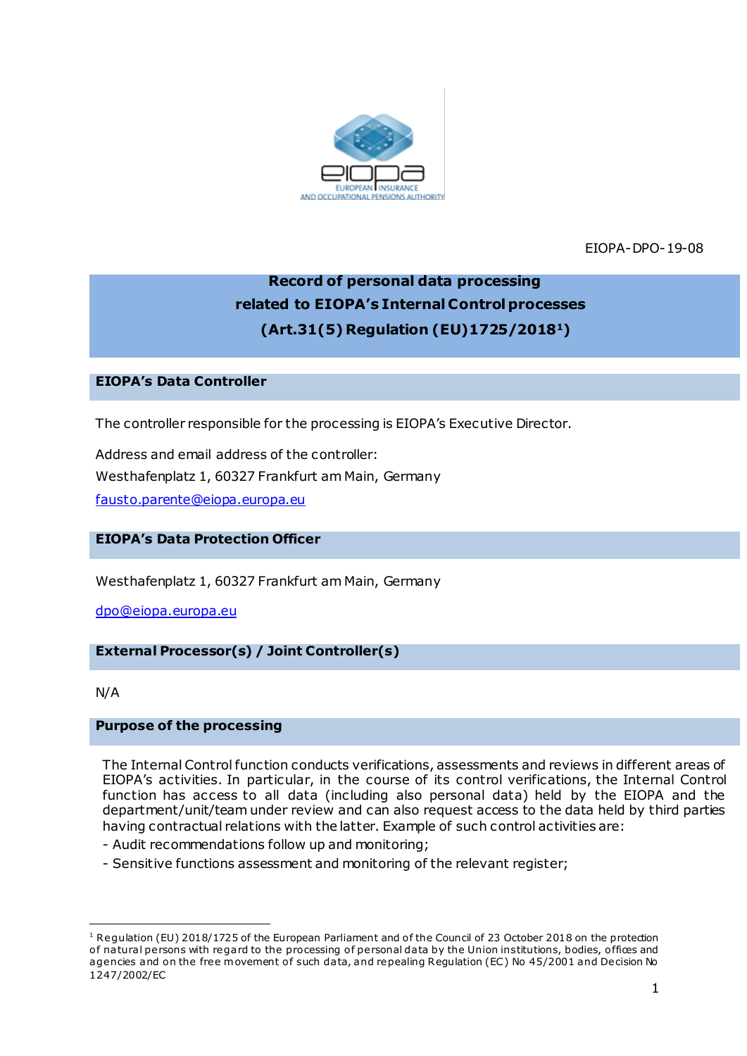EIOPA-DPO-19-08

# Record of personal data processing related to EIOPA's Internal Control processes (Art.31(5) Regulation (EU)1725/2018[1])

## EIOPA's Data Controller

The controller responsible for the processing is EIOPA's Executive Director.

Address and email address of the controller:
Westhafenplatz 1, 60327 Frankfurt am Main, Germany
fausto.parente@eiopa.europa.eu

## EIOPA's Data Protection Officer

Westhafenplatz 1, 60327 Frankfurt am Main, Germany

dpo@eiopa.europa.eu

## External Processor(s) / Joint Controller(s)

N/A

## Purpose of the processing

The Internal Control function conducts verifications, assessments and reviews in different areas of EIOPA's activities. In particular, in the course of its control verifications, the Internal Control function has access to all data (including also personal data) held by the EIOPA and the department/unit/team under review and can also request access to the data held by third parties having contractual relations with the latter. Example of such control activities are:

- Audit recommendations follow up and monitoring;
- Sensitive functions assessment and monitoring of the relevant register;

[1] Regulation (EU) 2018/1725 of the European Parliament and of the Council of 23 October 2018 on the protection of natural persons with regard to the processing of personal data by the Union institutions, bodies, offices and agencies and on the free movement of such data, and repealing Regulation (EC) No 45/2001 and Decision No 1247/2002/EC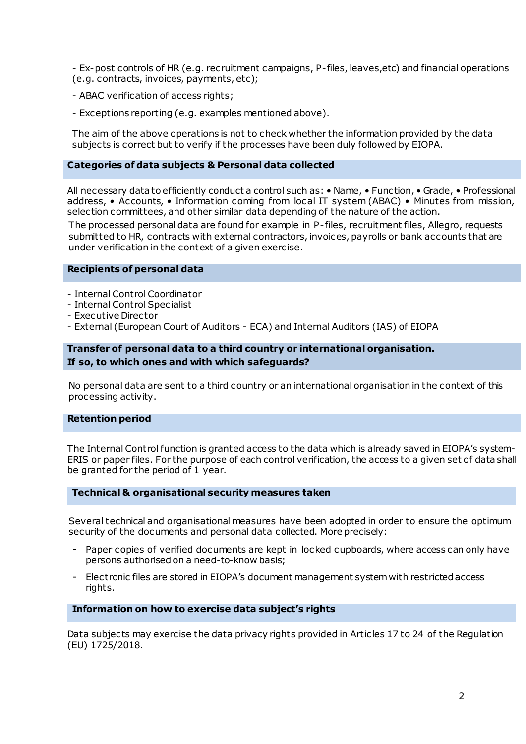- Ex-post controls of HR (e.g. recruitment campaigns, P-files, leaves,etc) and financial operations (e.g. contracts, invoices, payments, etc);

- ABAC verification of access rights;

- Exceptions reporting (e.g. examples mentioned above).

The aim of the above operations is not to check whether the information provided by the data subjects is correct but to verify if the processes have been duly followed by EIOPA.

## Categories of data subjects & Personal data collected

All necessary data to efficiently conduct a control such as: • Name, • Function, • Grade, • Professional address, • Accounts, • Information coming from local IT system (ABAC) • Minutes from mission, selection committees, and other similar data depending of the nature of the action.

The processed personal data are found for example in P-files, recruitment files, Allegro, requests submitted to HR, contracts with external contractors, invoices, payrolls or bank accounts that are under verification in the context of a given exercise.

## Recipients of personal data

- Internal Control Coordinator
- Internal Control Specialist
- Executive Director
- External (European Court of Auditors - ECA) and Internal Auditors (IAS) of EIOPA

## Transfer of personal data to a third country or international organisation. If so, to which ones and with which safeguards?

No personal data are sent to a third country or an international organisation in the context of this processing activity.

## Retention period

The Internal Control function is granted access to the data which is already saved in EIOPA's system-ERIS or paper files. For the purpose of each control verification, the access to a given set of data shall be granted for the period of 1 year.

## Technical & organisational security measures taken

Several technical and organisational measures have been adopted in order to ensure the optimum security of the documents and personal data collected. More precisely:

- Paper copies of verified documents are kept in locked cupboards, where access can only have persons authorised on a need-to-know basis;
- Electronic files are stored in EIOPA's document management system with restricted access rights.

## Information on how to exercise data subject's rights

Data subjects may exercise the data privacy rights provided in Articles 17 to 24 of the Regulation (EU) 1725/2018.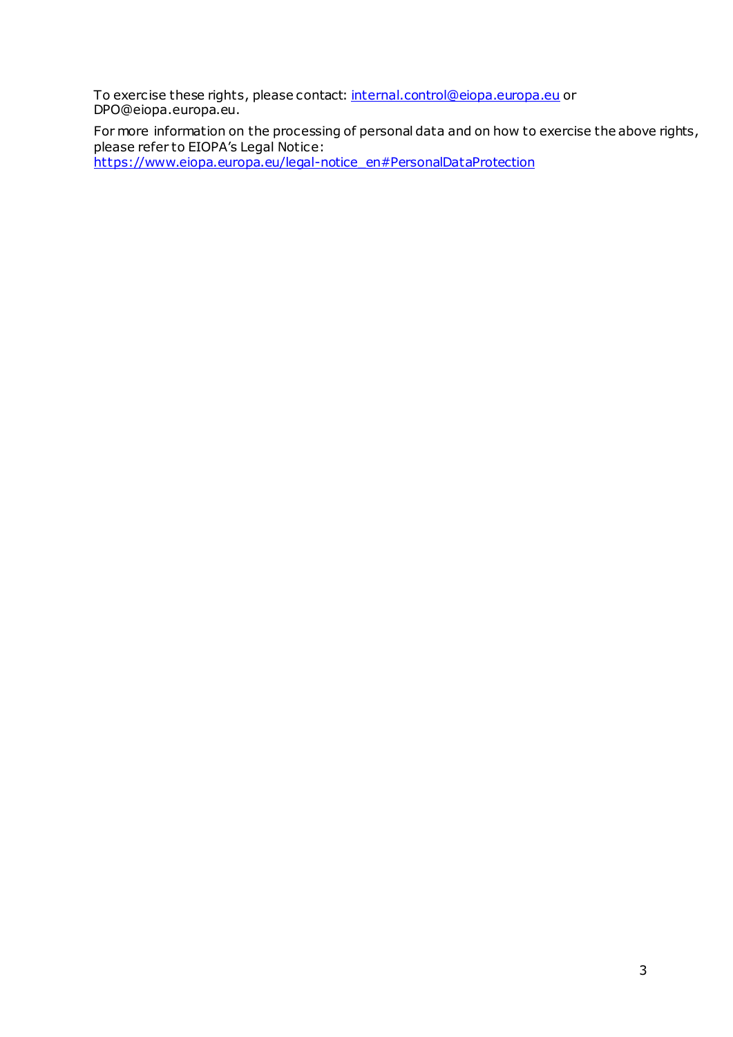To exercise these rights, please contact: [internal.control@eiopa.europa.eu](mailto:internal.control@eiopa.europa.eu) or DPO@eiopa.europa.eu.

For more information on the processing of personal data and on how to exercise the above rights, please refer to EIOPA's Legal Notice: [https://www.eiopa.europa.eu/legal-notice_en#PersonalDataProtection](https://www.eiopa.europa.eu/legal-notice_en#PersonalDataProtection)